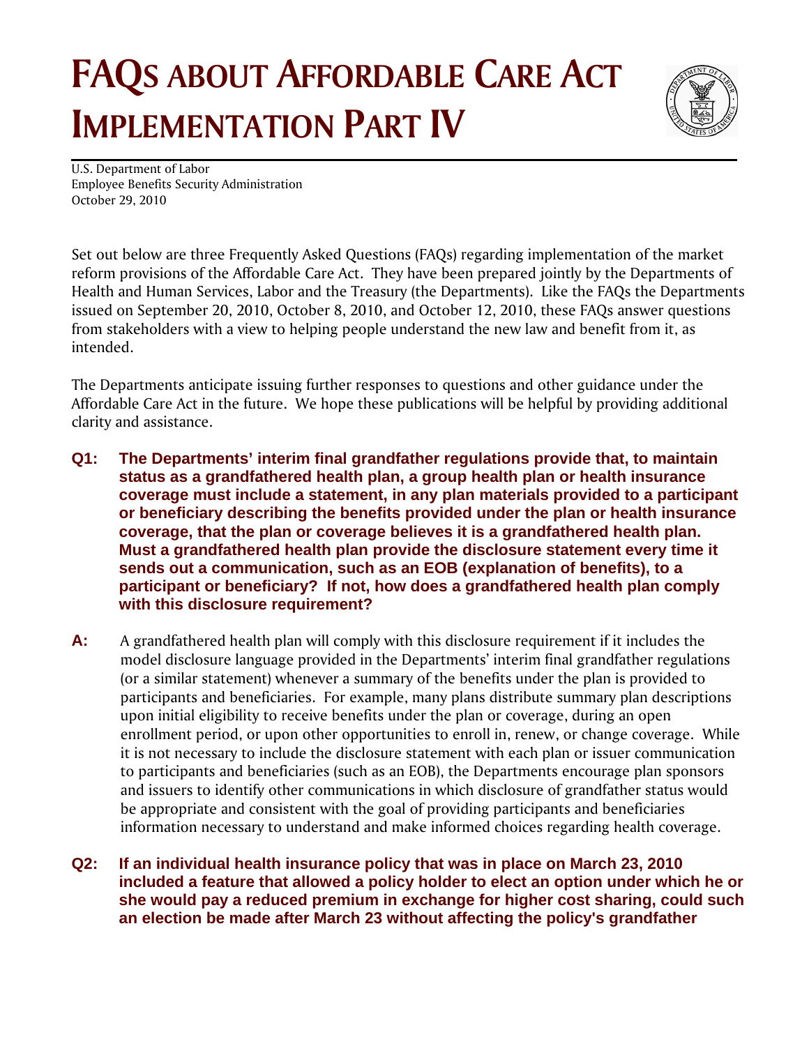# FAQs about Affordable Care Act Implementation Part IV

U.S. Department of Labor
Employee Benefits Security Administration
October 29, 2010

Set out below are three Frequently Asked Questions (FAQs) regarding implementation of the market reform provisions of the Affordable Care Act. They have been prepared jointly by the Departments of Health and Human Services, Labor and the Treasury (the Departments). Like the FAQs the Departments issued on September 20, 2010, October 8, 2010, and October 12, 2010, these FAQs answer questions from stakeholders with a view to helping people understand the new law and benefit from it, as intended.

The Departments anticipate issuing further responses to questions and other guidance under the Affordable Care Act in the future. We hope these publications will be helpful by providing additional clarity and assistance.

**Q1: The Departments' interim final grandfather regulations provide that, to maintain status as a grandfathered health plan, a group health plan or health insurance coverage must include a statement, in any plan materials provided to a participant or beneficiary describing the benefits provided under the plan or health insurance coverage, that the plan or coverage believes it is a grandfathered health plan. Must a grandfathered health plan provide the disclosure statement every time it sends out a communication, such as an EOB (explanation of benefits), to a participant or beneficiary? If not, how does a grandfathered health plan comply with this disclosure requirement?**

**A:** A grandfathered health plan will comply with this disclosure requirement if it includes the model disclosure language provided in the Departments' interim final grandfather regulations (or a similar statement) whenever a summary of the benefits under the plan is provided to participants and beneficiaries. For example, many plans distribute summary plan descriptions upon initial eligibility to receive benefits under the plan or coverage, during an open enrollment period, or upon other opportunities to enroll in, renew, or change coverage. While it is not necessary to include the disclosure statement with each plan or issuer communication to participants and beneficiaries (such as an EOB), the Departments encourage plan sponsors and issuers to identify other communications in which disclosure of grandfather status would be appropriate and consistent with the goal of providing participants and beneficiaries information necessary to understand and make informed choices regarding health coverage.

**Q2: If an individual health insurance policy that was in place on March 23, 2010 included a feature that allowed a policy holder to elect an option under which he or she would pay a reduced premium in exchange for higher cost sharing, could such an election be made after March 23 without affecting the policy's grandfather**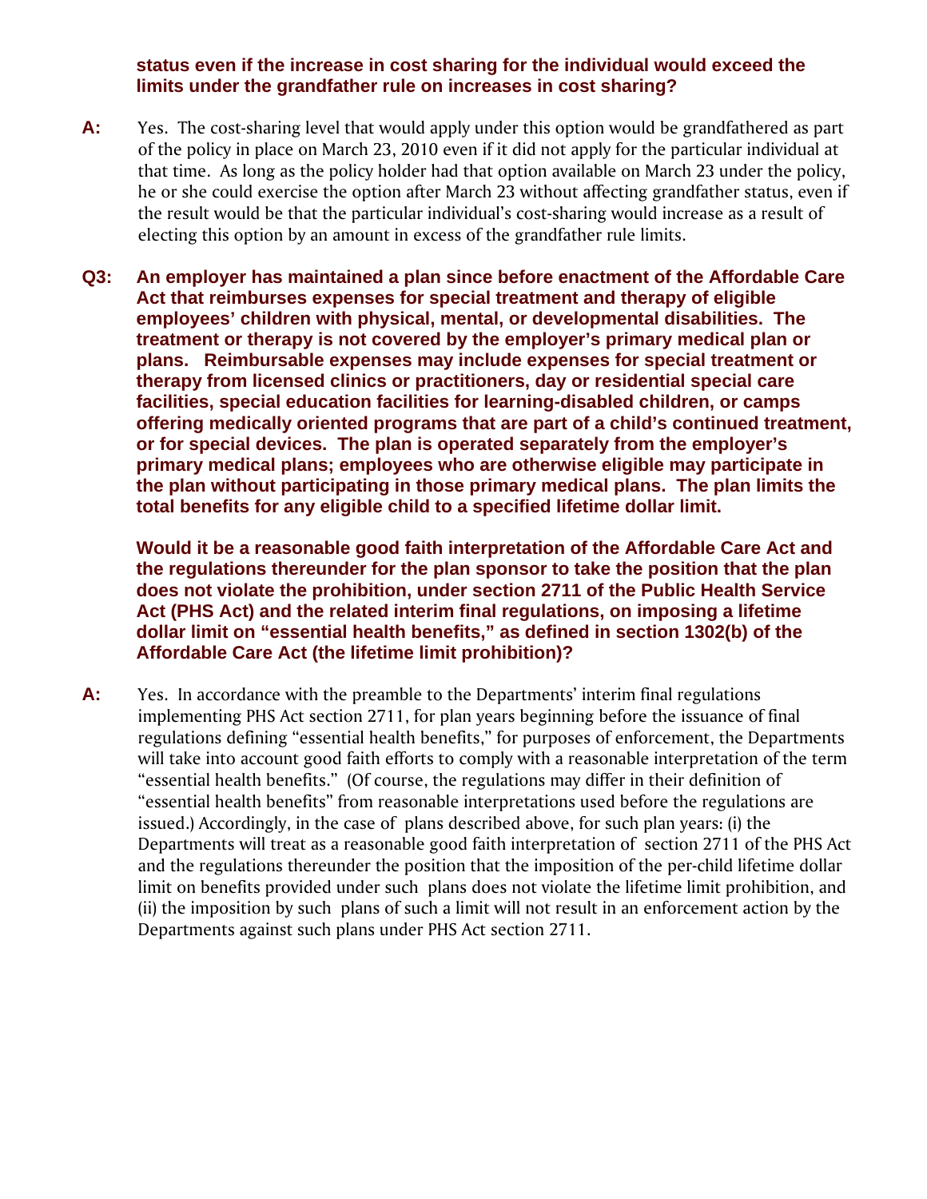**status even if the increase in cost sharing for the individual would exceed the limits under the grandfather rule on increases in cost sharing?**

**A:** Yes. The cost-sharing level that would apply under this option would be grandfathered as part of the policy in place on March 23, 2010 even if it did not apply for the particular individual at that time. As long as the policy holder had that option available on March 23 under the policy, he or she could exercise the option after March 23 without affecting grandfather status, even if the result would be that the particular individual's cost-sharing would increase as a result of electing this option by an amount in excess of the grandfather rule limits.

**Q3: An employer has maintained a plan since before enactment of the Affordable Care Act that reimburses expenses for special treatment and therapy of eligible employees' children with physical, mental, or developmental disabilities. The treatment or therapy is not covered by the employer's primary medical plan or plans. Reimbursable expenses may include expenses for special treatment or therapy from licensed clinics or practitioners, day or residential special care facilities, special education facilities for learning-disabled children, or camps offering medically oriented programs that are part of a child's continued treatment, or for special devices. The plan is operated separately from the employer's primary medical plans; employees who are otherwise eligible may participate in the plan without participating in those primary medical plans. The plan limits the total benefits for any eligible child to a specified lifetime dollar limit.**

**Would it be a reasonable good faith interpretation of the Affordable Care Act and the regulations thereunder for the plan sponsor to take the position that the plan does not violate the prohibition, under section 2711 of the Public Health Service Act (PHS Act) and the related interim final regulations, on imposing a lifetime dollar limit on "essential health benefits," as defined in section 1302(b) of the Affordable Care Act (the lifetime limit prohibition)?**

**A:** Yes. In accordance with the preamble to the Departments' interim final regulations implementing PHS Act section 2711, for plan years beginning before the issuance of final regulations defining "essential health benefits," for purposes of enforcement, the Departments will take into account good faith efforts to comply with a reasonable interpretation of the term "essential health benefits." (Of course, the regulations may differ in their definition of "essential health benefits" from reasonable interpretations used before the regulations are issued.) Accordingly, in the case of plans described above, for such plan years: (i) the Departments will treat as a reasonable good faith interpretation of section 2711 of the PHS Act and the regulations thereunder the position that the imposition of the per-child lifetime dollar limit on benefits provided under such plans does not violate the lifetime limit prohibition, and (ii) the imposition by such plans of such a limit will not result in an enforcement action by the Departments against such plans under PHS Act section 2711.